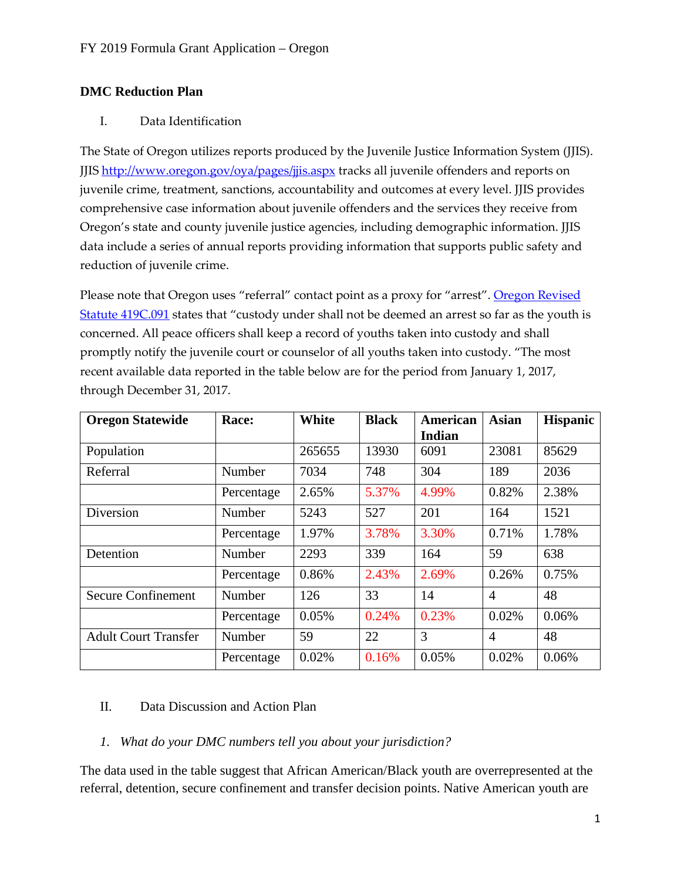## DMC Reduction Plan

I. Data Identification

The State of Oregon utilizes reports produced by the Juvenile Justice Information System (JJIS). JJIS [http://www.oregon.gov/oya/pages/jjis.aspx](http://www.oregon.gov/oya/pages/jjis.aspx) tracks all juvenile offenders and reports on juvenile crime, treatment, sanctions, accountability and outcomes at every level. JJIS provides comprehensive case information about juvenile offenders and the services they receive from Oregon's state and county juvenile justice agencies, including demographic information. JJIS data include a series of annual reports providing information that supports public safety and reduction of juvenile crime.

Please note that Oregon uses "referral" contact point as a proxy for "arrest". Oregon Revised Statute 419C.091 states that "custody under shall not be deemed an arrest so far as the youth is concerned. All peace officers shall keep a record of youths taken into custody and shall promptly notify the juvenile court or counselor of all youths taken into custody. "The most recent available data reported in the table below are for the period from January 1, 2017, through December 31, 2017.

| Oregon Statewide | Race: | White | Black | American Indian | Asian | Hispanic |
|---|---|---|---|---|---|---|
| Population | | 265655 | 13930 | 6091 | 23081 | 85629 |
| Referral | Number | 7034 | 748 | 304 | 189 | 2036 |
| | Percentage | 2.65% | 5.37% | 4.99% | 0.82% | 2.38% |
| Diversion | Number | 5243 | 527 | 201 | 164 | 1521 |
| | Percentage | 1.97% | 3.78% | 3.30% | 0.71% | 1.78% |
| Detention | Number | 2293 | 339 | 164 | 59 | 638 |
| | Percentage | 0.86% | 2.43% | 2.69% | 0.26% | 0.75% |
| Secure Confinement | Number | 126 | 33 | 14 | 4 | 48 |
| | Percentage | 0.05% | 0.24% | 0.23% | 0.02% | 0.06% |
| Adult Court Transfer | Number | 59 | 22 | 3 | 4 | 48 |
| | Percentage | 0.02% | 0.16% | 0.05% | 0.02% | 0.06% |

II. Data Discussion and Action Plan

1. *What do your DMC numbers tell you about your jurisdiction?*

The data used in the table suggest that African American/Black youth are overrepresented at the referral, detention, secure confinement and transfer decision points. Native American youth are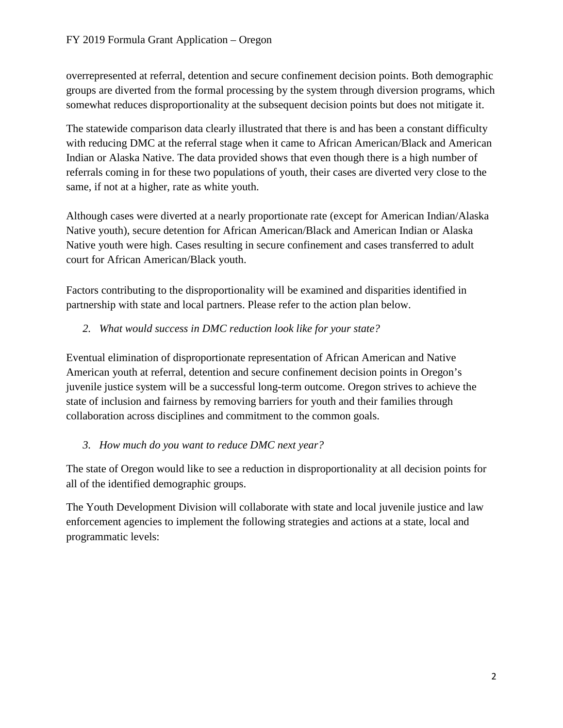overrepresented at referral, detention and secure confinement decision points. Both demographic groups are diverted from the formal processing by the system through diversion programs, which somewhat reduces disproportionality at the subsequent decision points but does not mitigate it.

The statewide comparison data clearly illustrated that there is and has been a constant difficulty with reducing DMC at the referral stage when it came to African American/Black and American Indian or Alaska Native. The data provided shows that even though there is a high number of referrals coming in for these two populations of youth, their cases are diverted very close to the same, if not at a higher, rate as white youth.

Although cases were diverted at a nearly proportionate rate (except for American Indian/Alaska Native youth), secure detention for African American/Black and American Indian or Alaska Native youth were high. Cases resulting in secure confinement and cases transferred to adult court for African American/Black youth.

Factors contributing to the disproportionality will be examined and disparities identified in partnership with state and local partners. Please refer to the action plan below.

2. *What would success in DMC reduction look like for your state?*

Eventual elimination of disproportionate representation of African American and Native American youth at referral, detention and secure confinement decision points in Oregon's juvenile justice system will be a successful long-term outcome. Oregon strives to achieve the state of inclusion and fairness by removing barriers for youth and their families through collaboration across disciplines and commitment to the common goals.

3. *How much do you want to reduce DMC next year?*

The state of Oregon would like to see a reduction in disproportionality at all decision points for all of the identified demographic groups.

The Youth Development Division will collaborate with state and local juvenile justice and law enforcement agencies to implement the following strategies and actions at a state, local and programmatic levels: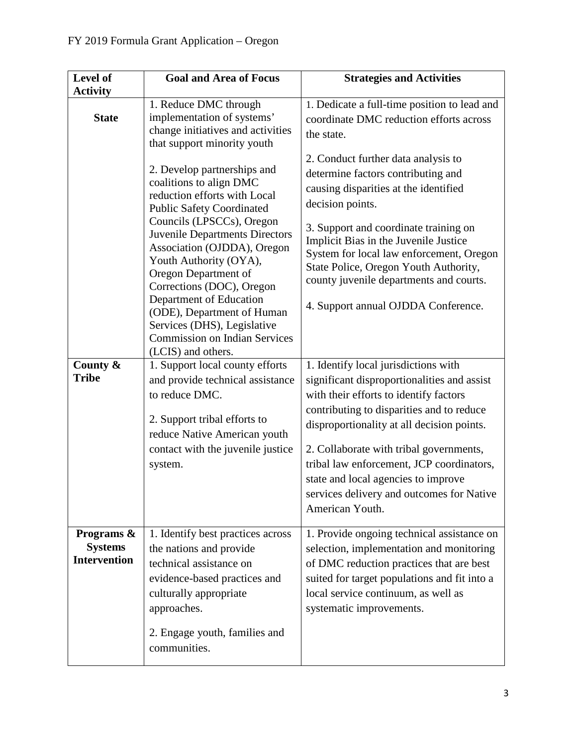| Level of Activity | Goal and Area of Focus | Strategies and Activities |
|---|---|---|
| **State** | 1. Reduce DMC through implementation of systems' change initiatives and activities that support minority youth<br><br>2. Develop partnerships and coalitions to align DMC reduction efforts with Local Public Safety Coordinated Councils (LPSCCs), Oregon Juvenile Departments Directors Association (OJDDA), Oregon Youth Authority (OYA), Oregon Department of Corrections (DOC), Oregon Department of Education (ODE), Department of Human Services (DHS), Legislative Commission on Indian Services (LCIS) and others. | 1. Dedicate a full-time position to lead and coordinate DMC reduction efforts across the state.<br><br>2. Conduct further data analysis to determine factors contributing and causing disparities at the identified decision points.<br><br>3. Support and coordinate training on Implicit Bias in the Juvenile Justice System for local law enforcement, Oregon State Police, Oregon Youth Authority, county juvenile departments and courts.<br><br>4. Support annual OJDDA Conference. |
| **County & Tribe** | 1. Support local county efforts and provide technical assistance to reduce DMC.<br><br>2. Support tribal efforts to reduce Native American youth contact with the juvenile justice system. | 1. Identify local jurisdictions with significant disproportionalities and assist with their efforts to identify factors contributing to disparities and to reduce disproportionality at all decision points.<br><br>2. Collaborate with tribal governments, tribal law enforcement, JCP coordinators, state and local agencies to improve services delivery and outcomes for Native American Youth. |
| **Programs & Systems Intervention** | 1. Identify best practices across the nations and provide technical assistance on evidence-based practices and culturally appropriate approaches.<br><br>2. Engage youth, families and communities. | 1. Provide ongoing technical assistance on selection, implementation and monitoring of DMC reduction practices that are best suited for target populations and fit into a local service continuum, as well as systematic improvements. |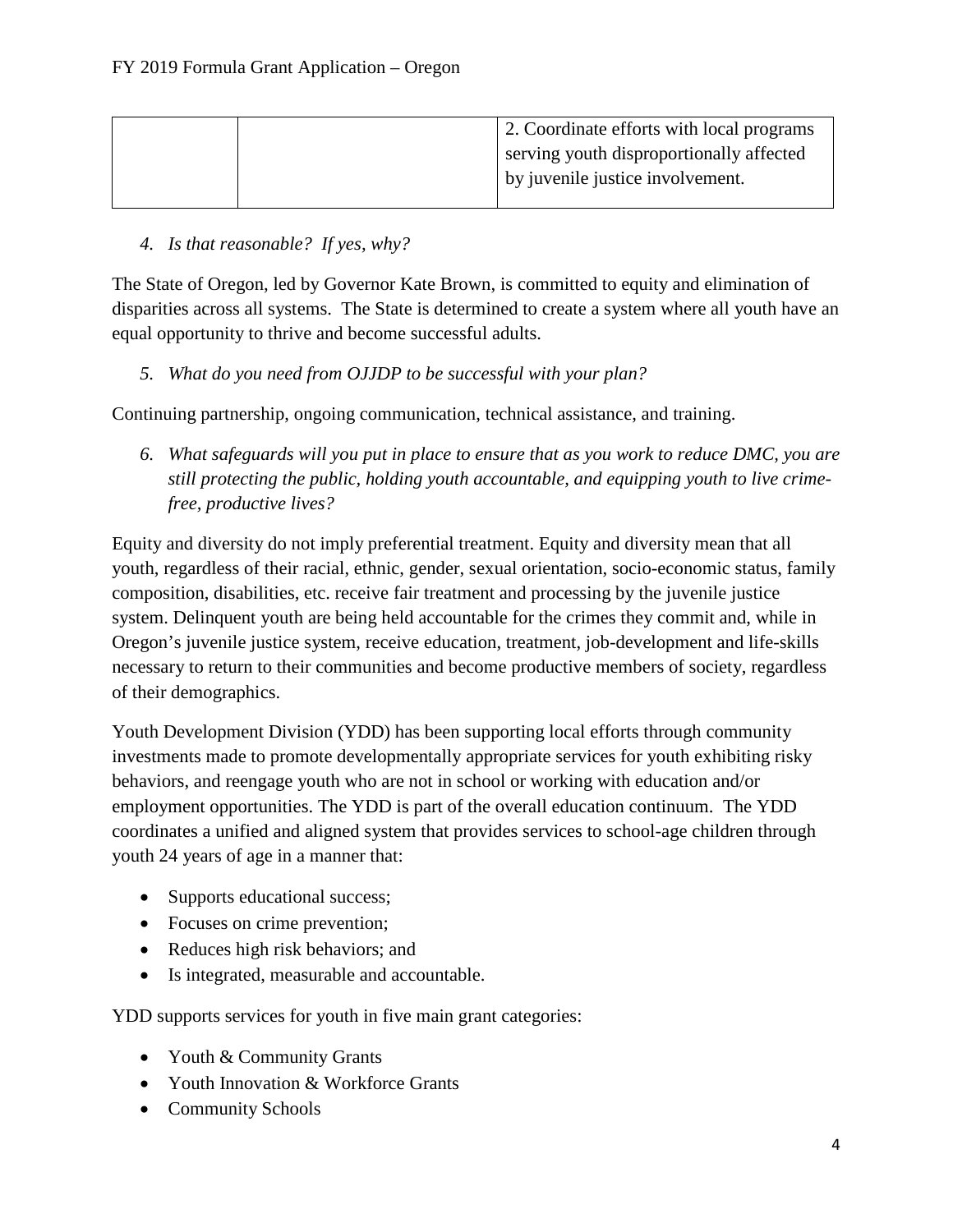| | | 2. Coordinate efforts with local programs serving youth disproportionally affected by juvenile justice involvement. |
|---|---|---|

4. *Is that reasonable? If yes, why?*

The State of Oregon, led by Governor Kate Brown, is committed to equity and elimination of disparities across all systems. The State is determined to create a system where all youth have an equal opportunity to thrive and become successful adults.

5. *What do you need from OJJDP to be successful with your plan?*

Continuing partnership, ongoing communication, technical assistance, and training.

6. *What safeguards will you put in place to ensure that as you work to reduce DMC, you are still protecting the public, holding youth accountable, and equipping youth to live crime-free, productive lives?*

Equity and diversity do not imply preferential treatment. Equity and diversity mean that all youth, regardless of their racial, ethnic, gender, sexual orientation, socio-economic status, family composition, disabilities, etc. receive fair treatment and processing by the juvenile justice system. Delinquent youth are being held accountable for the crimes they commit and, while in Oregon's juvenile justice system, receive education, treatment, job-development and life-skills necessary to return to their communities and become productive members of society, regardless of their demographics.

Youth Development Division (YDD) has been supporting local efforts through community investments made to promote developmentally appropriate services for youth exhibiting risky behaviors, and reengage youth who are not in school or working with education and/or employment opportunities. The YDD is part of the overall education continuum. The YDD coordinates a unified and aligned system that provides services to school-age children through youth 24 years of age in a manner that:

- Supports educational success;
- Focuses on crime prevention;
- Reduces high risk behaviors; and
- Is integrated, measurable and accountable.

YDD supports services for youth in five main grant categories:

- Youth & Community Grants
- Youth Innovation & Workforce Grants
- Community Schools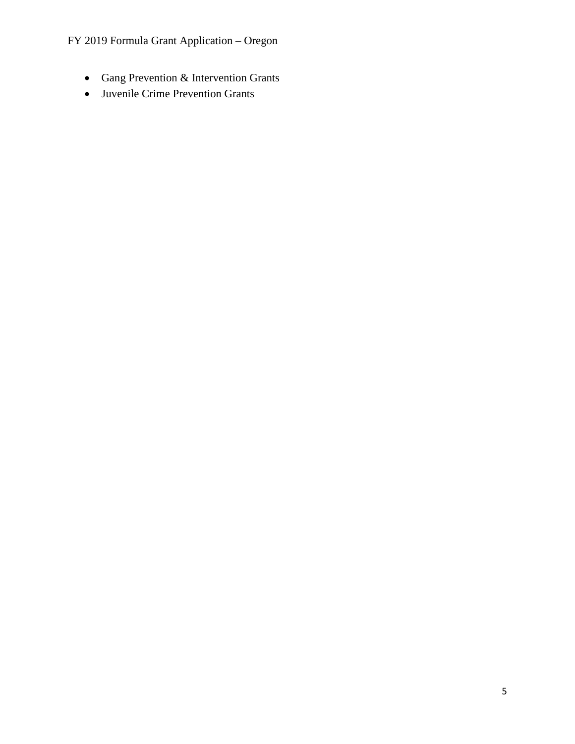- Gang Prevention & Intervention Grants
- Juvenile Crime Prevention Grants